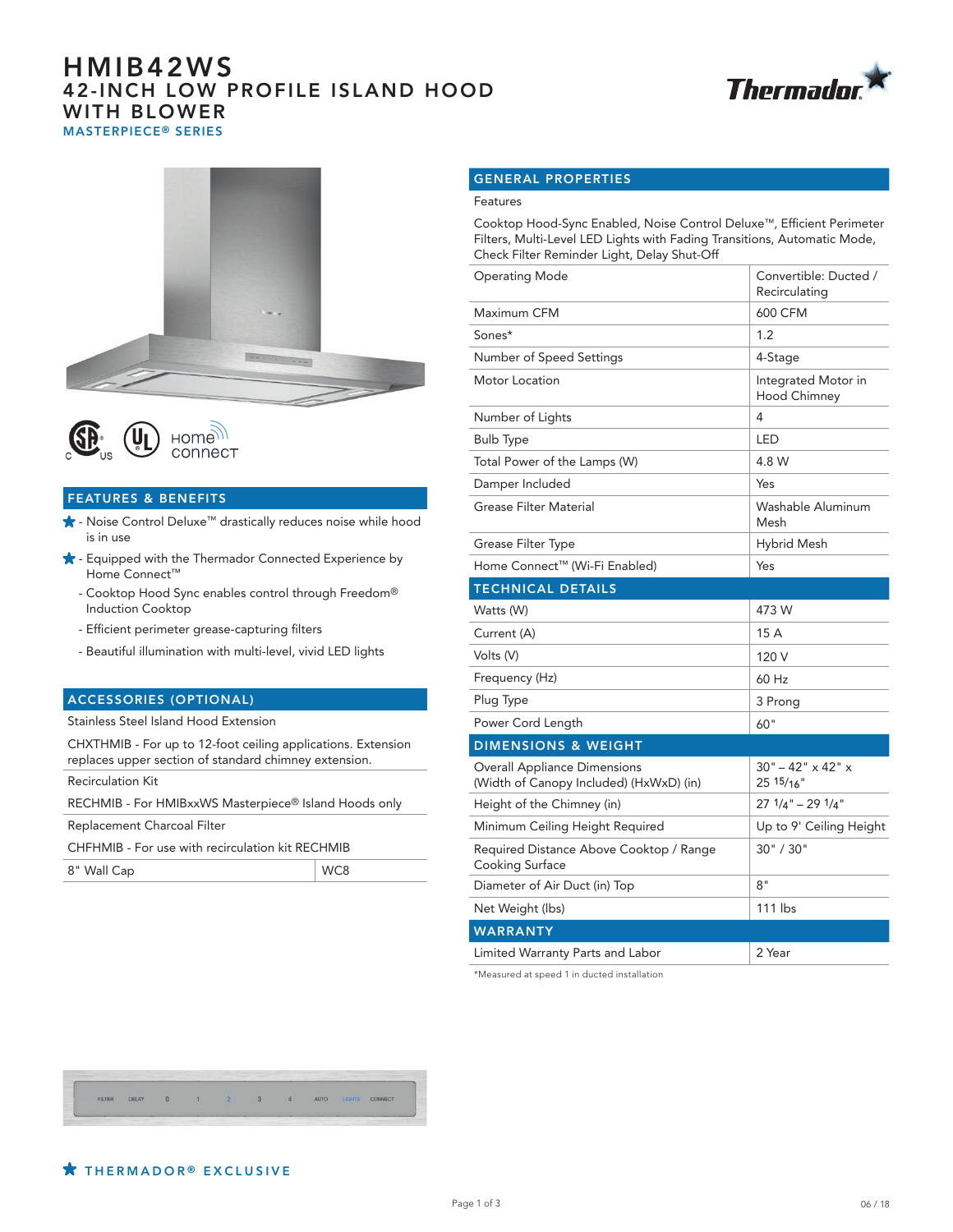# HMIB42WS

## 42-INCH LOW PROFILE ISLAND HOOD WITH BLOWER

MASTERPIECE® SERIES

## FEATURES & BENEFITS

- ★ - Noise Control Deluxe™ drastically reduces noise while hood is in use
- ★ - Equipped with the Thermador Connected Experience by Home Connect™
  - Cooktop Hood Sync enables control through Freedom® Induction Cooktop
  - Efficient perimeter grease-capturing filters
  - Beautiful illumination with multi-level, vivid LED lights

## ACCESSORIES (OPTIONAL)

| | |
|---|---|
| Stainless Steel Island Hood Extension | |
| CHXTHMIB - For up to 12-foot ceiling applications. Extension replaces upper section of standard chimney extension. | |
| Recirculation Kit | |
| RECHMIB - For HMIBxxWS Masterpiece® Island Hoods only | |
| Replacement Charcoal Filter | |
| CHFHMIB - For use with recirculation kit RECHMIB | |
| 8" Wall Cap | WC8 |

## GENERAL PROPERTIES

Features

Cooktop Hood-Sync Enabled, Noise Control Deluxe™, Efficient Perimeter Filters, Multi-Level LED Lights with Fading Transitions, Automatic Mode, Check Filter Reminder Light, Delay Shut-Off

| | |
|---|---|
| Operating Mode | Convertible: Ducted / Recirculating |
| Maximum CFM | 600 CFM |
| Sones* | 1.2 |
| Number of Speed Settings | 4-Stage |
| Motor Location | Integrated Motor in Hood Chimney |
| Number of Lights | 4 |
| Bulb Type | LED |
| Total Power of the Lamps (W) | 4.8 W |
| Damper Included | Yes |
| Grease Filter Material | Washable Aluminum Mesh |
| Grease Filter Type | Hybrid Mesh |
| Home Connect™ (Wi-Fi Enabled) | Yes |

## TECHNICAL DETAILS

| | |
|---|---|
| Watts (W) | 473 W |
| Current (A) | 15 A |
| Volts (V) | 120 V |
| Frequency (Hz) | 60 Hz |
| Plug Type | 3 Prong |
| Power Cord Length | 60" |

## DIMENSIONS & WEIGHT

| | |
|---|---|
| Overall Appliance Dimensions (Width of Canopy Included) (HxWxD) (in) | 30" – 42" x 42" x 25 15/16" |
| Height of the Chimney (in) | 27 1/4" – 29 1/4" |
| Minimum Ceiling Height Required | Up to 9' Ceiling Height |
| Required Distance Above Cooktop / Range Cooking Surface | 30" / 30" |
| Diameter of Air Duct (in) Top | 8" |
| Net Weight (lbs) | 111 lbs |

## WARRANTY

| | |
|---|---|
| Limited Warranty Parts and Labor | 2 Year |

*Measured at speed 1 in ducted installation

★ THERMADOR® EXCLUSIVE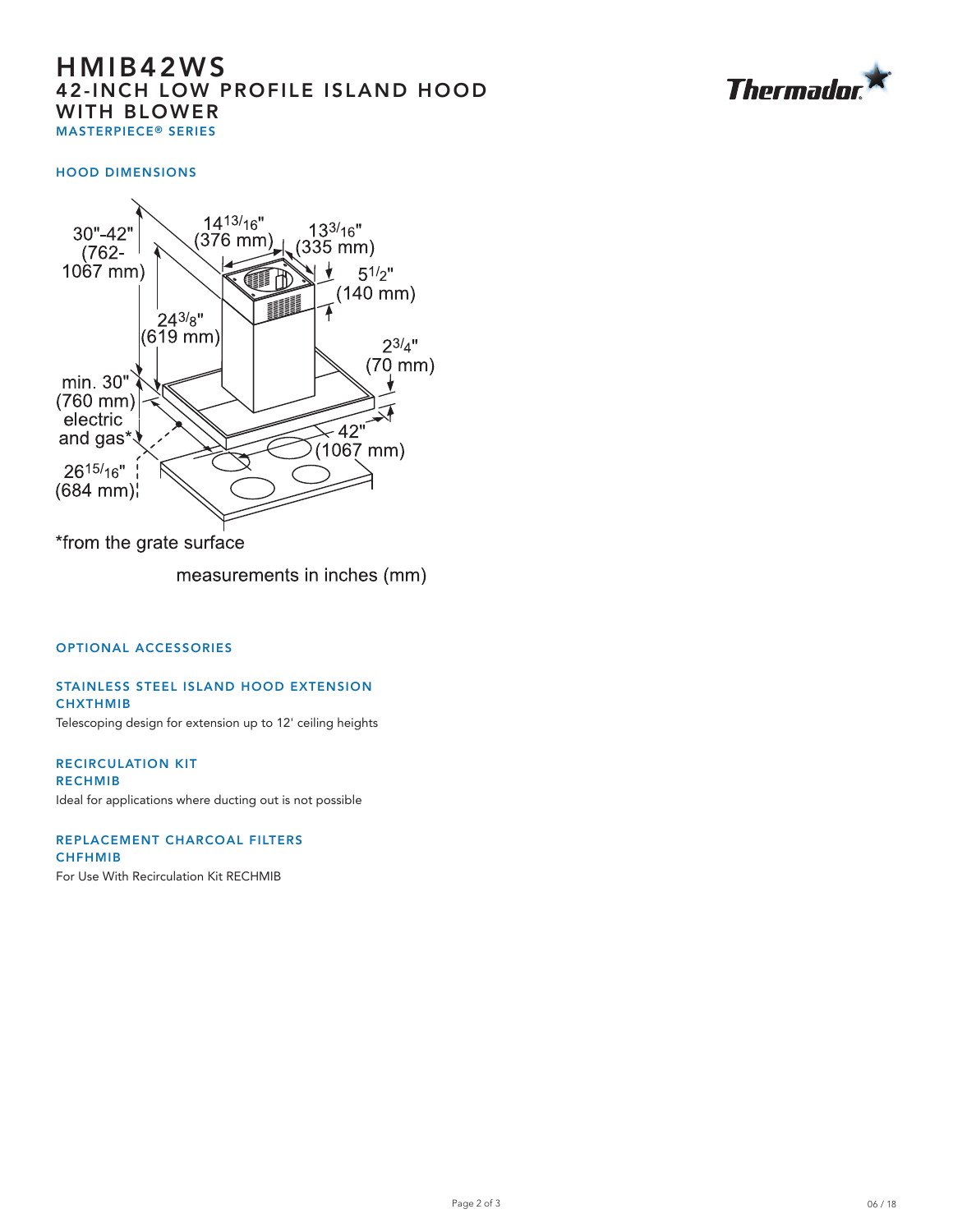# HMIB42WS

## 42-INCH LOW PROFILE ISLAND HOOD WITH BLOWER

### MASTERPIECE® SERIES

### HOOD DIMENSIONS

30"-42" (762-1067 mm)

14 13/16" (376 mm)

13 3/16" (335 mm)

5 1/2" (140 mm)

24 3/8" (619 mm)

2 3/4" (70 mm)

min. 30" (760 mm) electric and gas*

42" (1067 mm)

26 15/16" (684 mm)

*from the grate surface

measurements in inches (mm)

### OPTIONAL ACCESSORIES

#### STAINLESS STEEL ISLAND HOOD EXTENSION
#### CHXTHMIB

Telescoping design for extension up to 12' ceiling heights

#### RECIRCULATION KIT
#### RECHMIB

Ideal for applications where ducting out is not possible

#### REPLACEMENT CHARCOAL FILTERS
#### CHFHMIB

For Use With Recirculation Kit RECHMIB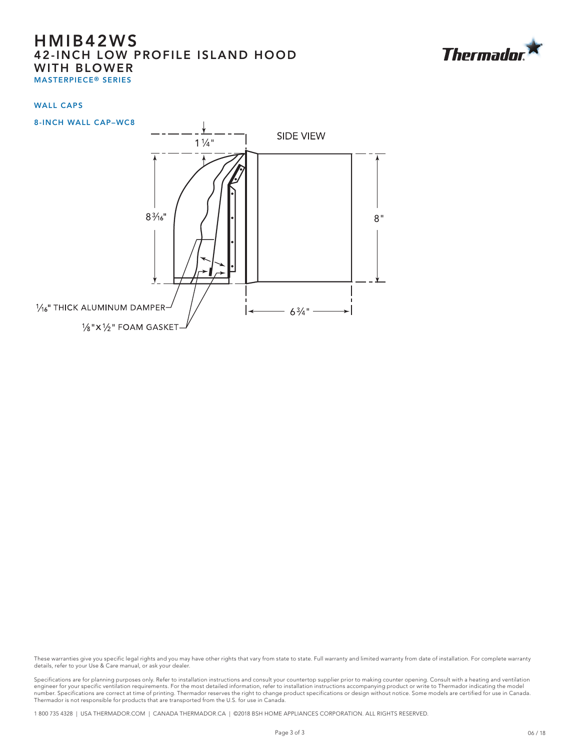# HMIB42WS
## 42-INCH LOW PROFILE ISLAND HOOD WITH BLOWER
### MASTERPIECE® SERIES

Thermador

### WALL CAPS

#### 8-INCH WALL CAP–WC8

SIDE VIEW

1 1⁄4"

8 3⁄16"

8"

6 3⁄4"

1⁄16" THICK ALUMINUM DAMPER

1⁄8" x 1⁄2" FOAM GASKET

These warranties give you specific legal rights and you may have other rights that vary from state to state. Full warranty and limited warranty from date of installation. For complete warranty details, refer to your Use & Care manual, or ask your dealer.

Specifications are for planning purposes only. Refer to installation instructions and consult your countertop supplier prior to making counter opening. Consult with a heating and ventilation engineer for your specific ventilation requirements. For the most detailed information, refer to installation instructions accompanying product or write to Thermador indicating the model number. Specifications are correct at time of printing. Thermador reserves the right to change product specifications or design without notice. Some models are certified for use in Canada. Thermador is not responsible for products that are transported from the U.S. for use in Canada.

1 800 735 4328 | USA THERMADOR.COM | CANADA THERMADOR.CA | ©2018 BSH HOME APPLIANCES CORPORATION. ALL RIGHTS RESERVED.

06 / 18